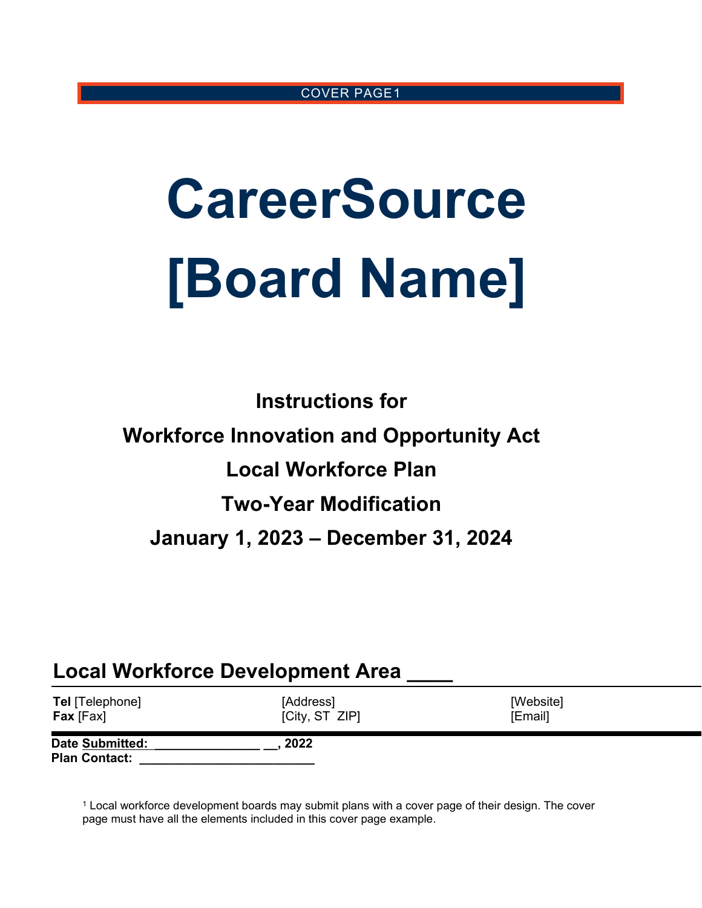COVER PAGE[1]

# CareerSource [Board Name]

**Instructions for**

**Workforce Innovation and Opportunity Act**

**Local Workforce Plan**

**Two-Year Modification**

**January 1, 2023 – December 31, 2024**

## Local Workforce Development Area ____

| | | |
|---|---|---|
| **Tel** [Telephone] | [Address] | [Website] |
| **Fax** [Fax] | [City, ST ZIP] | [Email] |

**Date Submitted: _______________ __, 2022**
**Plan Contact: _________________________**

[1] Local workforce development boards may submit plans with a cover page of their design. The cover page must have all the elements included in this cover page example.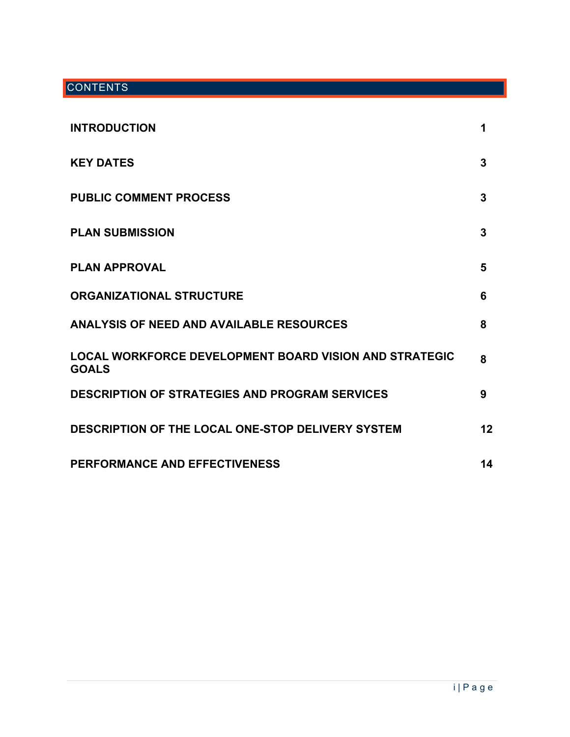# CONTENTS

| | |
|---|---|
| **INTRODUCTION** | **1** |
| **KEY DATES** | **3** |
| **PUBLIC COMMENT PROCESS** | **3** |
| **PLAN SUBMISSION** | **3** |
| **PLAN APPROVAL** | **5** |
| **ORGANIZATIONAL STRUCTURE** | **6** |
| **ANALYSIS OF NEED AND AVAILABLE RESOURCES** | **8** |
| **LOCAL WORKFORCE DEVELOPMENT BOARD VISION AND STRATEGIC GOALS** | **8** |
| **DESCRIPTION OF STRATEGIES AND PROGRAM SERVICES** | **9** |
| **DESCRIPTION OF THE LOCAL ONE-STOP DELIVERY SYSTEM** | **12** |
| **PERFORMANCE AND EFFECTIVENESS** | **14** |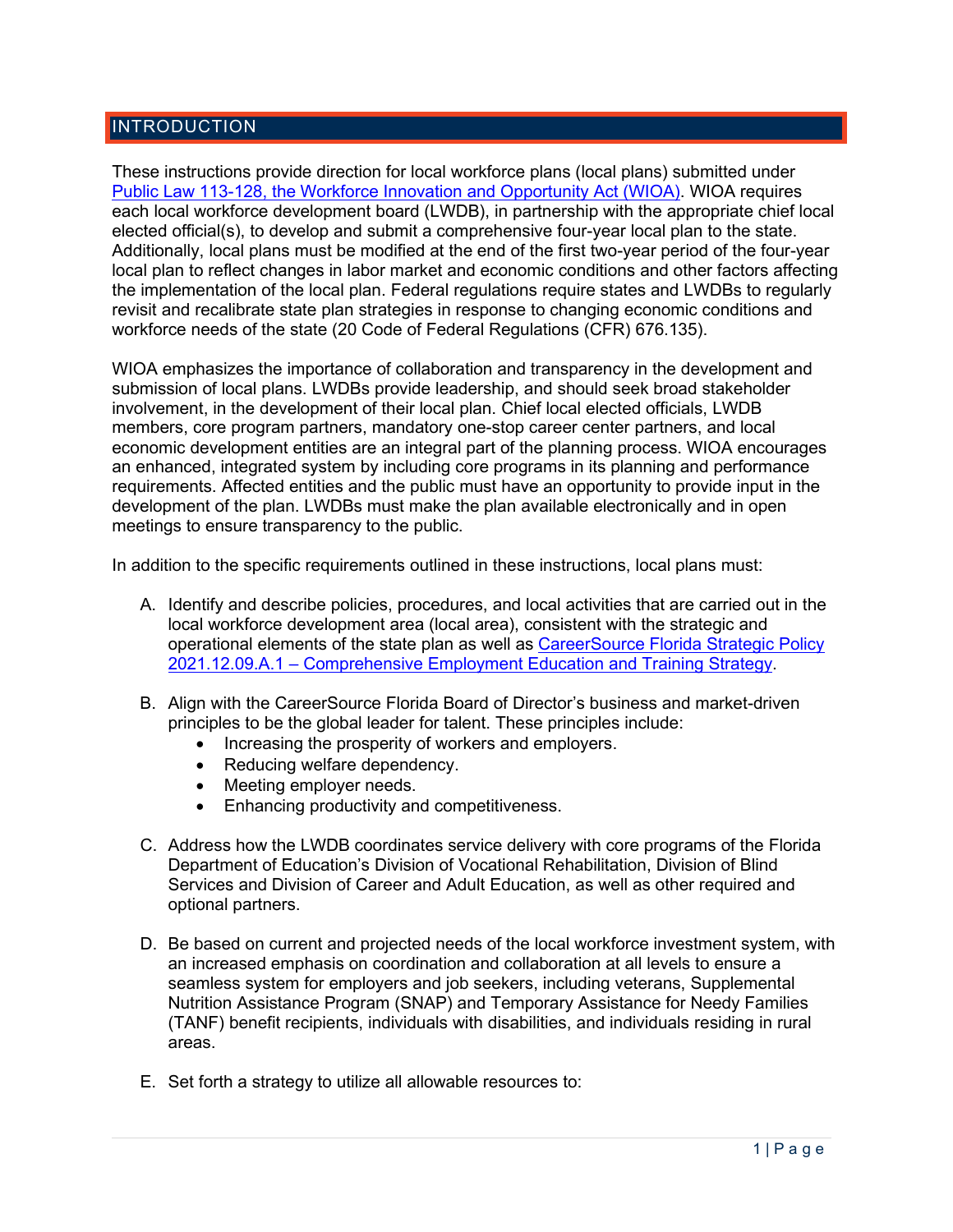## INTRODUCTION

These instructions provide direction for local workforce plans (local plans) submitted under Public Law 113-128, the Workforce Innovation and Opportunity Act (WIOA). WIOA requires each local workforce development board (LWDB), in partnership with the appropriate chief local elected official(s), to develop and submit a comprehensive four-year local plan to the state. Additionally, local plans must be modified at the end of the first two-year period of the four-year local plan to reflect changes in labor market and economic conditions and other factors affecting the implementation of the local plan. Federal regulations require states and LWDBs to regularly revisit and recalibrate state plan strategies in response to changing economic conditions and workforce needs of the state (20 Code of Federal Regulations (CFR) 676.135).

WIOA emphasizes the importance of collaboration and transparency in the development and submission of local plans. LWDBs provide leadership, and should seek broad stakeholder involvement, in the development of their local plan. Chief local elected officials, LWDB members, core program partners, mandatory one-stop career center partners, and local economic development entities are an integral part of the planning process. WIOA encourages an enhanced, integrated system by including core programs in its planning and performance requirements. Affected entities and the public must have an opportunity to provide input in the development of the plan. LWDBs must make the plan available electronically and in open meetings to ensure transparency to the public.

In addition to the specific requirements outlined in these instructions, local plans must:

A. Identify and describe policies, procedures, and local activities that are carried out in the local workforce development area (local area), consistent with the strategic and operational elements of the state plan as well as CareerSource Florida Strategic Policy 2021.12.09.A.1 – Comprehensive Employment Education and Training Strategy.

B. Align with the CareerSource Florida Board of Director's business and market-driven principles to be the global leader for talent. These principles include:
   - Increasing the prosperity of workers and employers.
   - Reducing welfare dependency.
   - Meeting employer needs.
   - Enhancing productivity and competitiveness.

C. Address how the LWDB coordinates service delivery with core programs of the Florida Department of Education's Division of Vocational Rehabilitation, Division of Blind Services and Division of Career and Adult Education, as well as other required and optional partners.

D. Be based on current and projected needs of the local workforce investment system, with an increased emphasis on coordination and collaboration at all levels to ensure a seamless system for employers and job seekers, including veterans, Supplemental Nutrition Assistance Program (SNAP) and Temporary Assistance for Needy Families (TANF) benefit recipients, individuals with disabilities, and individuals residing in rural areas.

E. Set forth a strategy to utilize all allowable resources to: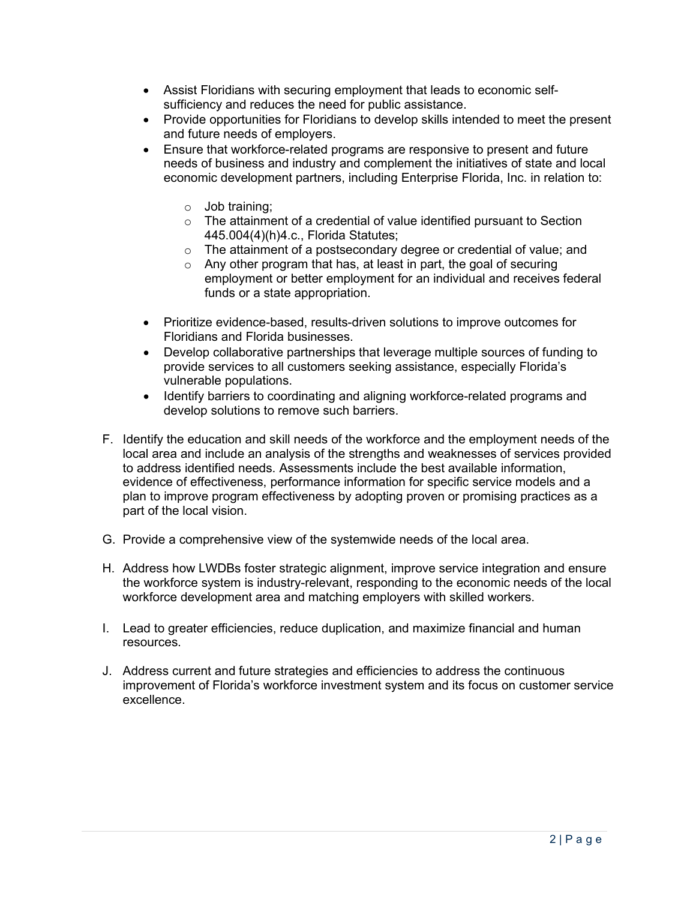- Assist Floridians with securing employment that leads to economic self-sufficiency and reduces the need for public assistance.
- Provide opportunities for Floridians to develop skills intended to meet the present and future needs of employers.
- Ensure that workforce-related programs are responsive to present and future needs of business and industry and complement the initiatives of state and local economic development partners, including Enterprise Florida, Inc. in relation to:
    - Job training;
    - The attainment of a credential of value identified pursuant to Section 445.004(4)(h)4.c., Florida Statutes;
    - The attainment of a postsecondary degree or credential of value; and
    - Any other program that has, at least in part, the goal of securing employment or better employment for an individual and receives federal funds or a state appropriation.
- Prioritize evidence-based, results-driven solutions to improve outcomes for Floridians and Florida businesses.
- Develop collaborative partnerships that leverage multiple sources of funding to provide services to all customers seeking assistance, especially Florida's vulnerable populations.
- Identify barriers to coordinating and aligning workforce-related programs and develop solutions to remove such barriers.

F. Identify the education and skill needs of the workforce and the employment needs of the local area and include an analysis of the strengths and weaknesses of services provided to address identified needs. Assessments include the best available information, evidence of effectiveness, performance information for specific service models and a plan to improve program effectiveness by adopting proven or promising practices as a part of the local vision.

G. Provide a comprehensive view of the systemwide needs of the local area.

H. Address how LWDBs foster strategic alignment, improve service integration and ensure the workforce system is industry-relevant, responding to the economic needs of the local workforce development area and matching employers with skilled workers.

I. Lead to greater efficiencies, reduce duplication, and maximize financial and human resources.

J. Address current and future strategies and efficiencies to address the continuous improvement of Florida's workforce investment system and its focus on customer service excellence.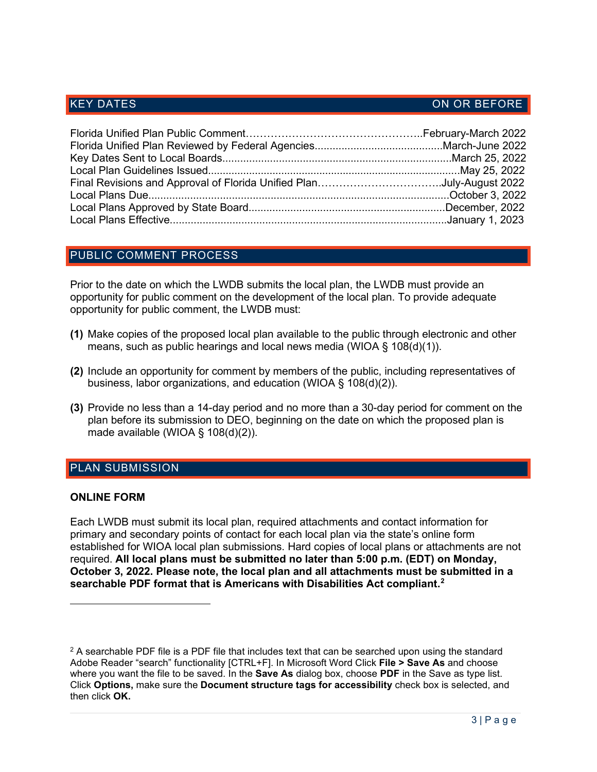## KEY DATES — ON OR BEFORE

| Event | On or Before |
|---|---|
| Florida Unified Plan Public Comment | February-March 2022 |
| Florida Unified Plan Reviewed by Federal Agencies | March-June 2022 |
| Key Dates Sent to Local Boards | March 25, 2022 |
| Local Plan Guidelines Issued | May 25, 2022 |
| Final Revisions and Approval of Florida Unified Plan | July-August 2022 |
| Local Plans Due | October 3, 2022 |
| Local Plans Approved by State Board | December, 2022 |
| Local Plans Effective | January 1, 2023 |

## PUBLIC COMMENT PROCESS

Prior to the date on which the LWDB submits the local plan, the LWDB must provide an opportunity for public comment on the development of the local plan. To provide adequate opportunity for public comment, the LWDB must:

**(1)** Make copies of the proposed local plan available to the public through electronic and other means, such as public hearings and local news media (WIOA § 108(d)(1)).

**(2)** Include an opportunity for comment by members of the public, including representatives of business, labor organizations, and education (WIOA § 108(d)(2)).

**(3)** Provide no less than a 14-day period and no more than a 30-day period for comment on the plan before its submission to DEO, beginning on the date on which the proposed plan is made available (WIOA § 108(d)(2)).

## PLAN SUBMISSION

### ONLINE FORM

Each LWDB must submit its local plan, required attachments and contact information for primary and secondary points of contact for each local plan via the state's online form established for WIOA local plan submissions. Hard copies of local plans or attachments are not required. **All local plans must be submitted no later than 5:00 p.m. (EDT) on Monday, October 3, 2022. Please note, the local plan and all attachments must be submitted in a searchable PDF format that is Americans with Disabilities Act compliant.**[2]

---

[2] A searchable PDF file is a PDF file that includes text that can be searched upon using the standard Adobe Reader "search" functionality [CTRL+F]. In Microsoft Word Click **File > Save As** and choose where you want the file to be saved. In the **Save As** dialog box, choose **PDF** in the Save as type list. Click **Options,** make sure the **Document structure tags for accessibility** check box is selected, and then click **OK.**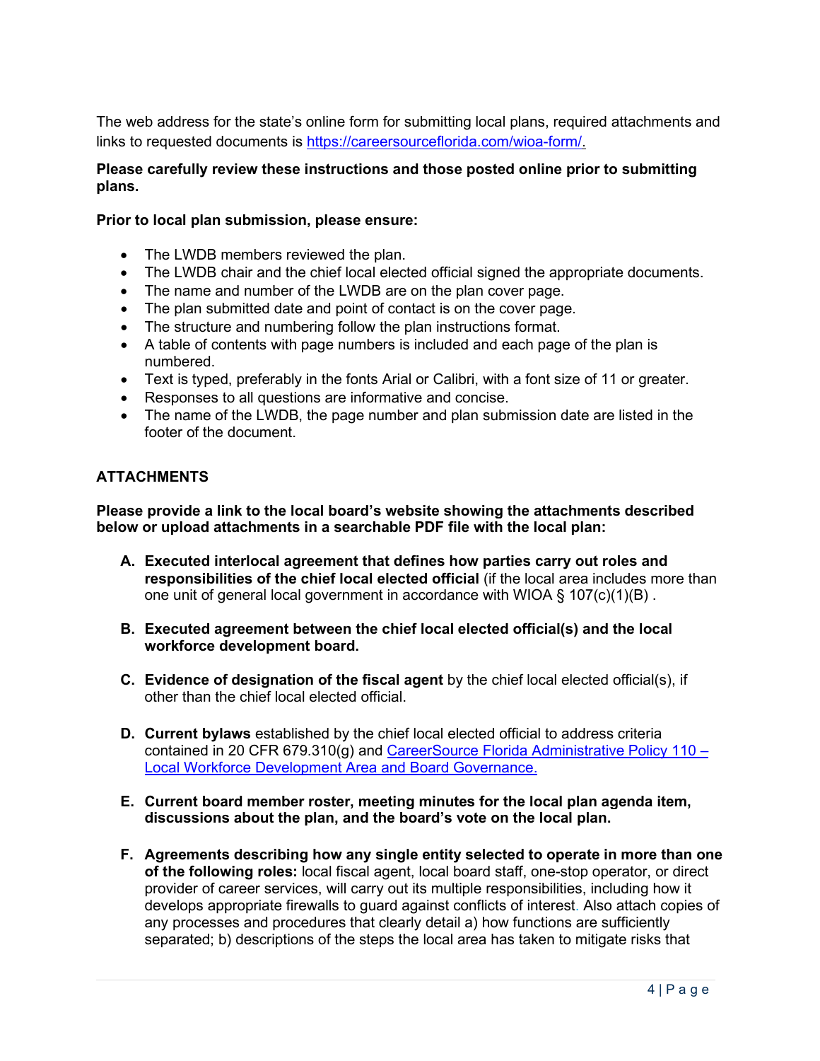The web address for the state's online form for submitting local plans, required attachments and links to requested documents is [https://careersourceflorida.com/wioa-form/.](https://careersourceflorida.com/wioa-form/)

**Please carefully review these instructions and those posted online prior to submitting plans.**

**Prior to local plan submission, please ensure:**

- The LWDB members reviewed the plan.
- The LWDB chair and the chief local elected official signed the appropriate documents.
- The name and number of the LWDB are on the plan cover page.
- The plan submitted date and point of contact is on the cover page.
- The structure and numbering follow the plan instructions format.
- A table of contents with page numbers is included and each page of the plan is numbered.
- Text is typed, preferably in the fonts Arial or Calibri, with a font size of 11 or greater.
- Responses to all questions are informative and concise.
- The name of the LWDB, the page number and plan submission date are listed in the footer of the document.

## ATTACHMENTS

**Please provide a link to the local board's website showing the attachments described below or upload attachments in a searchable PDF file with the local plan:**

A. **Executed interlocal agreement that defines how parties carry out roles and responsibilities of the chief local elected official** (if the local area includes more than one unit of general local government in accordance with WIOA § 107(c)(1)(B) .

B. **Executed agreement between the chief local elected official(s) and the local workforce development board.**

C. **Evidence of designation of the fiscal agent** by the chief local elected official(s), if other than the chief local elected official.

D. **Current bylaws** established by the chief local elected official to address criteria contained in 20 CFR 679.310(g) and [CareerSource Florida Administrative Policy 110 – Local Workforce Development Area and Board Governance.]()

E. **Current board member roster, meeting minutes for the local plan agenda item, discussions about the plan, and the board's vote on the local plan.**

F. **Agreements describing how any single entity selected to operate in more than one of the following roles:** local fiscal agent, local board staff, one-stop operator, or direct provider of career services, will carry out its multiple responsibilities, including how it develops appropriate firewalls to guard against conflicts of interest. Also attach copies of any processes and procedures that clearly detail a) how functions are sufficiently separated; b) descriptions of the steps the local area has taken to mitigate risks that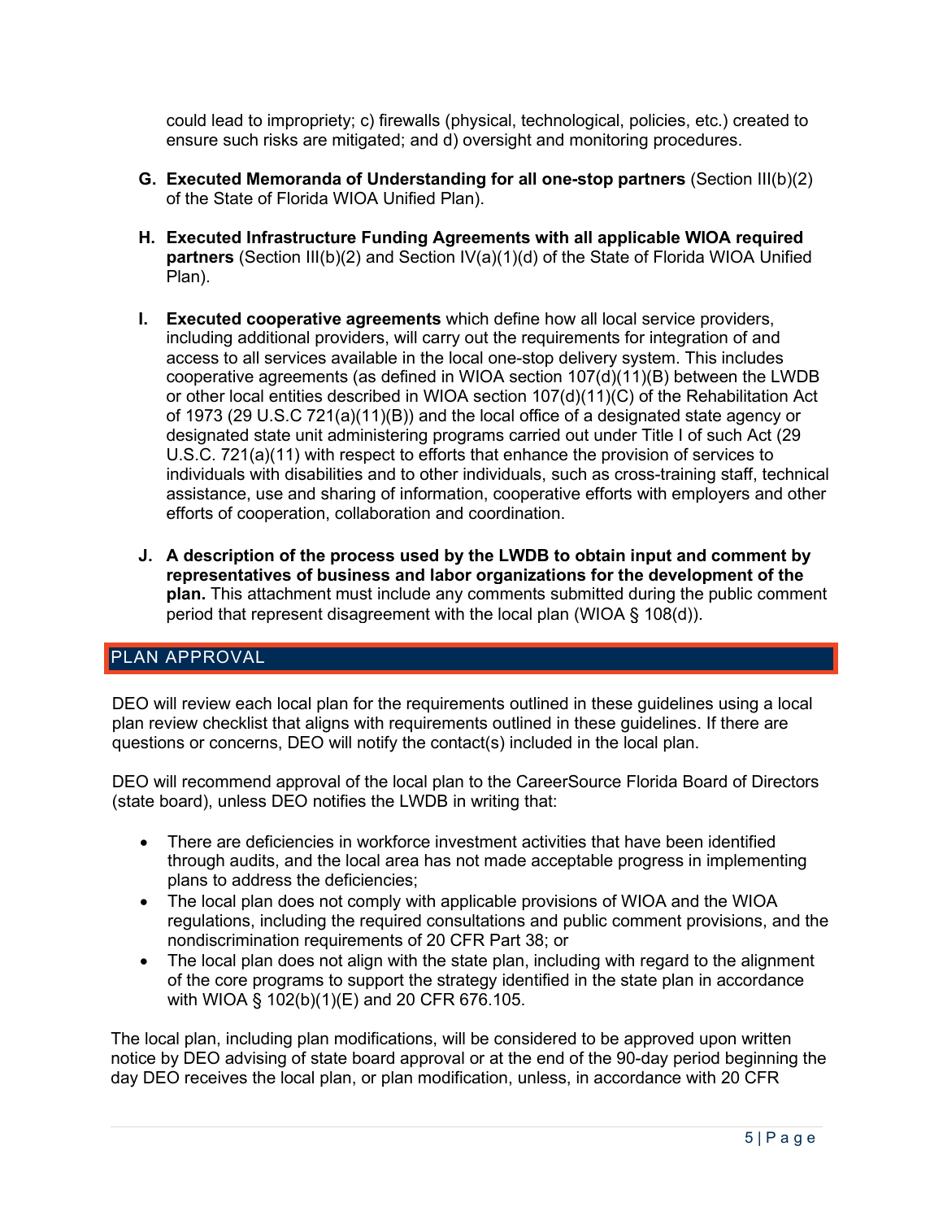could lead to impropriety; c) firewalls (physical, technological, policies, etc.) created to ensure such risks are mitigated; and d) oversight and monitoring procedures.

G. **Executed Memoranda of Understanding for all one-stop partners** (Section III(b)(2) of the State of Florida WIOA Unified Plan).

H. **Executed Infrastructure Funding Agreements with all applicable WIOA required partners** (Section III(b)(2) and Section IV(a)(1)(d) of the State of Florida WIOA Unified Plan).

I. **Executed cooperative agreements** which define how all local service providers, including additional providers, will carry out the requirements for integration of and access to all services available in the local one-stop delivery system. This includes cooperative agreements (as defined in WIOA section 107(d)(11)(B) between the LWDB or other local entities described in WIOA section 107(d)(11)(C) of the Rehabilitation Act of 1973 (29 U.S.C 721(a)(11)(B)) and the local office of a designated state agency or designated state unit administering programs carried out under Title I of such Act (29 U.S.C. 721(a)(11) with respect to efforts that enhance the provision of services to individuals with disabilities and to other individuals, such as cross-training staff, technical assistance, use and sharing of information, cooperative efforts with employers and other efforts of cooperation, collaboration and coordination.

J. **A description of the process used by the LWDB to obtain input and comment by representatives of business and labor organizations for the development of the plan.** This attachment must include any comments submitted during the public comment period that represent disagreement with the local plan (WIOA § 108(d)).

## PLAN APPROVAL

DEO will review each local plan for the requirements outlined in these guidelines using a local plan review checklist that aligns with requirements outlined in these guidelines. If there are questions or concerns, DEO will notify the contact(s) included in the local plan.

DEO will recommend approval of the local plan to the CareerSource Florida Board of Directors (state board), unless DEO notifies the LWDB in writing that:

- There are deficiencies in workforce investment activities that have been identified through audits, and the local area has not made acceptable progress in implementing plans to address the deficiencies;
- The local plan does not comply with applicable provisions of WIOA and the WIOA regulations, including the required consultations and public comment provisions, and the nondiscrimination requirements of 20 CFR Part 38; or
- The local plan does not align with the state plan, including with regard to the alignment of the core programs to support the strategy identified in the state plan in accordance with WIOA § 102(b)(1)(E) and 20 CFR 676.105.

The local plan, including plan modifications, will be considered to be approved upon written notice by DEO advising of state board approval or at the end of the 90-day period beginning the day DEO receives the local plan, or plan modification, unless, in accordance with 20 CFR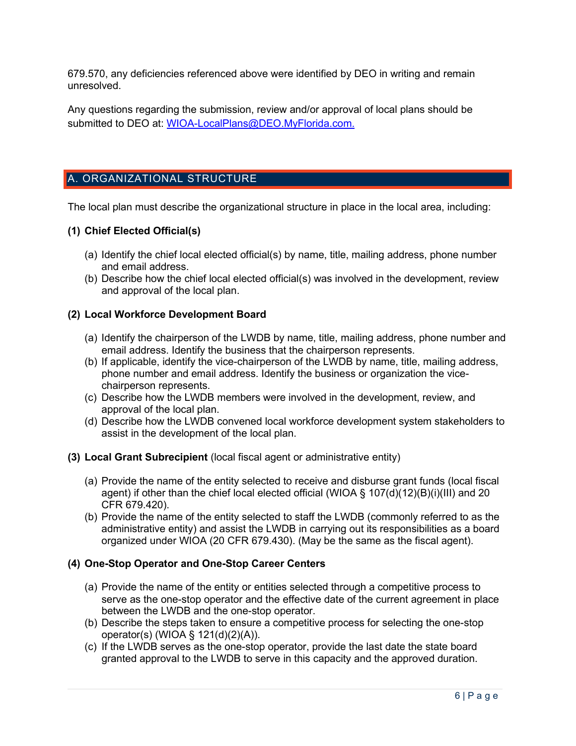679.570, any deficiencies referenced above were identified by DEO in writing and remain unresolved.

Any questions regarding the submission, review and/or approval of local plans should be submitted to DEO at: WIOA-LocalPlans@DEO.MyFlorida.com.

## A. ORGANIZATIONAL STRUCTURE

The local plan must describe the organizational structure in place in the local area, including:

**(1) Chief Elected Official(s)**

(a) Identify the chief local elected official(s) by name, title, mailing address, phone number and email address.
(b) Describe how the chief local elected official(s) was involved in the development, review and approval of the local plan.

**(2) Local Workforce Development Board**

(a) Identify the chairperson of the LWDB by name, title, mailing address, phone number and email address. Identify the business that the chairperson represents.
(b) If applicable, identify the vice-chairperson of the LWDB by name, title, mailing address, phone number and email address. Identify the business or organization the vice-chairperson represents.
(c) Describe how the LWDB members were involved in the development, review, and approval of the local plan.
(d) Describe how the LWDB convened local workforce development system stakeholders to assist in the development of the local plan.

**(3) Local Grant Subrecipient** (local fiscal agent or administrative entity)

(a) Provide the name of the entity selected to receive and disburse grant funds (local fiscal agent) if other than the chief local elected official (WIOA § 107(d)(12)(B)(i)(III) and 20 CFR 679.420).
(b) Provide the name of the entity selected to staff the LWDB (commonly referred to as the administrative entity) and assist the LWDB in carrying out its responsibilities as a board organized under WIOA (20 CFR 679.430). (May be the same as the fiscal agent).

**(4) One-Stop Operator and One-Stop Career Centers**

(a) Provide the name of the entity or entities selected through a competitive process to serve as the one-stop operator and the effective date of the current agreement in place between the LWDB and the one-stop operator.
(b) Describe the steps taken to ensure a competitive process for selecting the one-stop operator(s) (WIOA § 121(d)(2)(A)).
(c) If the LWDB serves as the one-stop operator, provide the last date the state board granted approval to the LWDB to serve in this capacity and the approved duration.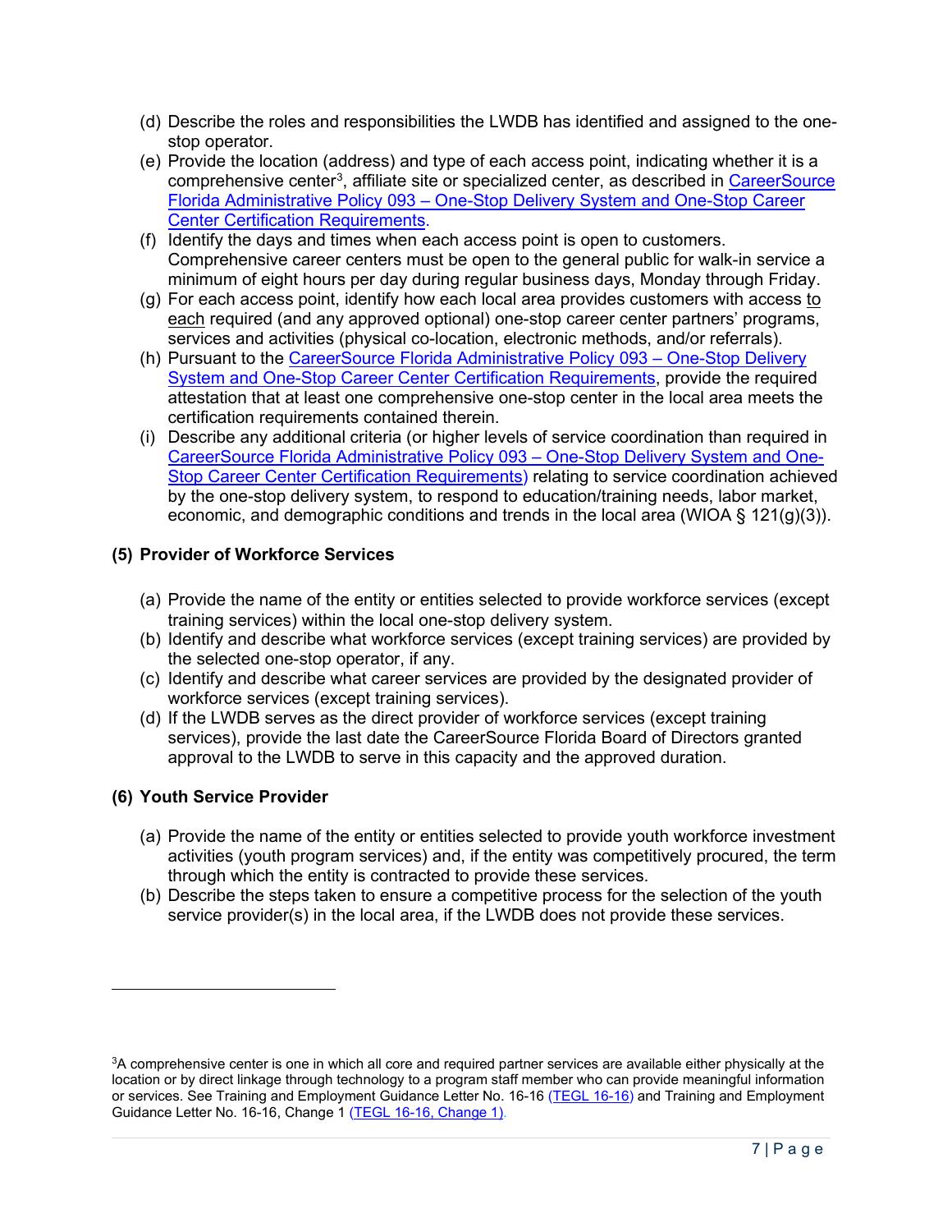(d) Describe the roles and responsibilities the LWDB has identified and assigned to the one-stop operator.

(e) Provide the location (address) and type of each access point, indicating whether it is a comprehensive center[3], affiliate site or specialized center, as described in [CareerSource Florida Administrative Policy 093 – One-Stop Delivery System and One-Stop Career Center Certification Requirements.]()

(f) Identify the days and times when each access point is open to customers. Comprehensive career centers must be open to the general public for walk-in service a minimum of eight hours per day during regular business days, Monday through Friday.

(g) For each access point, identify how each local area provides customers with access to each required (and any approved optional) one-stop career center partners' programs, services and activities (physical co-location, electronic methods, and/or referrals).

(h) Pursuant to the [CareerSource Florida Administrative Policy 093 – One-Stop Delivery System and One-Stop Career Center Certification Requirements](), provide the required attestation that at least one comprehensive one-stop center in the local area meets the certification requirements contained therein.

(i) Describe any additional criteria (or higher levels of service coordination than required in [CareerSource Florida Administrative Policy 093 – One-Stop Delivery System and One-Stop Career Center Certification Requirements)]() relating to service coordination achieved by the one-stop delivery system, to respond to education/training needs, labor market, economic, and demographic conditions and trends in the local area (WIOA § 121(g)(3)).

**(5) Provider of Workforce Services**

(a) Provide the name of the entity or entities selected to provide workforce services (except training services) within the local one-stop delivery system.

(b) Identify and describe what workforce services (except training services) are provided by the selected one-stop operator, if any.

(c) Identify and describe what career services are provided by the designated provider of workforce services (except training services).

(d) If the LWDB serves as the direct provider of workforce services (except training services), provide the last date the CareerSource Florida Board of Directors granted approval to the LWDB to serve in this capacity and the approved duration.

**(6) Youth Service Provider**

(a) Provide the name of the entity or entities selected to provide youth workforce investment activities (youth program services) and, if the entity was competitively procured, the term through which the entity is contracted to provide these services.

(b) Describe the steps taken to ensure a competitive process for the selection of the youth service provider(s) in the local area, if the LWDB does not provide these services.

---

[3] A comprehensive center is one in which all core and required partner services are available either physically at the location or by direct linkage through technology to a program staff member who can provide meaningful information or services. See Training and Employment Guidance Letter No. 16-16 [(TEGL 16-16)]() and Training and Employment Guidance Letter No. 16-16, Change 1 [(TEGL 16-16, Change 1).]()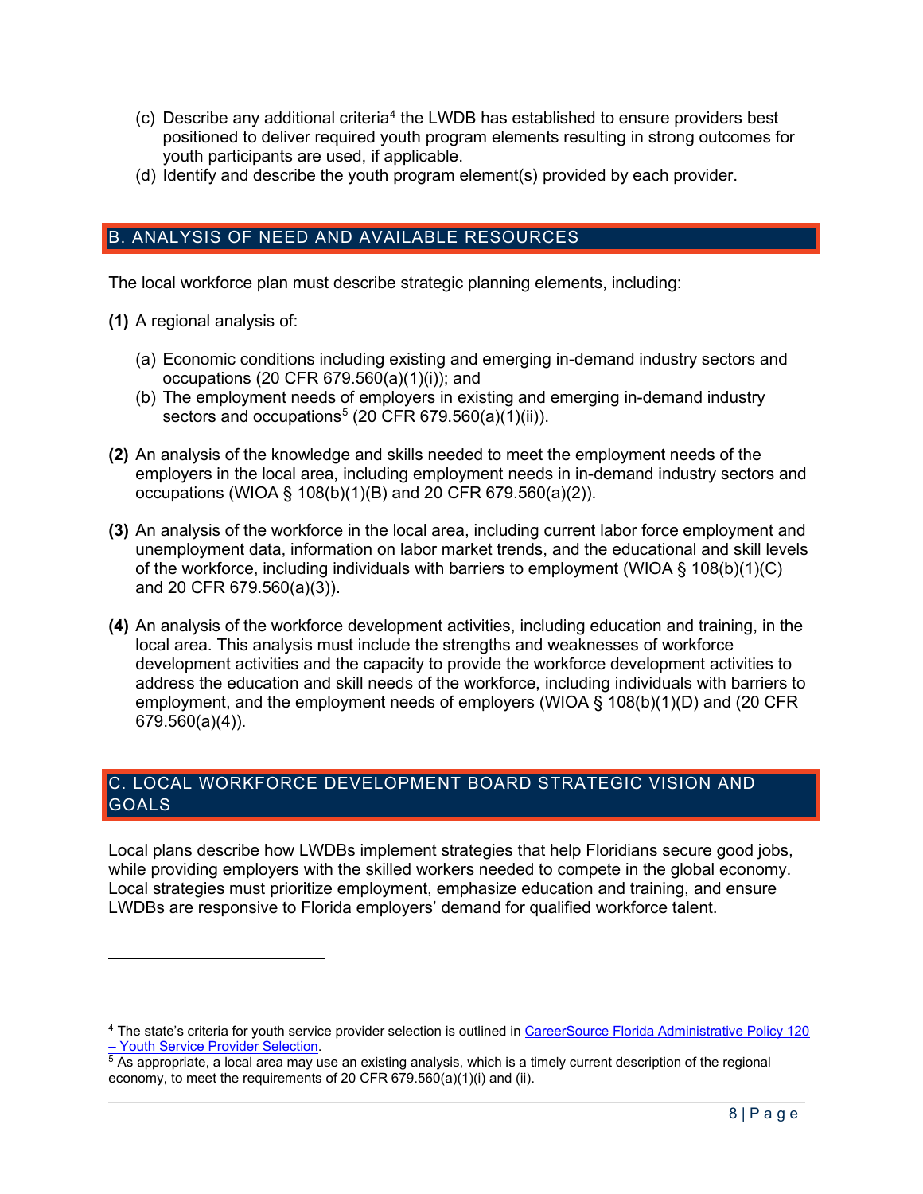(c) Describe any additional criteria[4] the LWDB has established to ensure providers best positioned to deliver required youth program elements resulting in strong outcomes for youth participants are used, if applicable.

(d) Identify and describe the youth program element(s) provided by each provider.

## B. ANALYSIS OF NEED AND AVAILABLE RESOURCES

The local workforce plan must describe strategic planning elements, including:

**(1)** A regional analysis of:

(a) Economic conditions including existing and emerging in-demand industry sectors and occupations (20 CFR 679.560(a)(1)(i)); and

(b) The employment needs of employers in existing and emerging in-demand industry sectors and occupations[5] (20 CFR 679.560(a)(1)(ii)).

**(2)** An analysis of the knowledge and skills needed to meet the employment needs of the employers in the local area, including employment needs in in-demand industry sectors and occupations (WIOA § 108(b)(1)(B) and 20 CFR 679.560(a)(2)).

**(3)** An analysis of the workforce in the local area, including current labor force employment and unemployment data, information on labor market trends, and the educational and skill levels of the workforce, including individuals with barriers to employment (WIOA § 108(b)(1)(C) and 20 CFR 679.560(a)(3)).

**(4)** An analysis of the workforce development activities, including education and training, in the local area. This analysis must include the strengths and weaknesses of workforce development activities and the capacity to provide the workforce development activities to address the education and skill needs of the workforce, including individuals with barriers to employment, and the employment needs of employers (WIOA § 108(b)(1)(D) and (20 CFR 679.560(a)(4)).

## C. LOCAL WORKFORCE DEVELOPMENT BOARD STRATEGIC VISION AND GOALS

Local plans describe how LWDBs implement strategies that help Floridians secure good jobs, while providing employers with the skilled workers needed to compete in the global economy. Local strategies must prioritize employment, emphasize education and training, and ensure LWDBs are responsive to Florida employers' demand for qualified workforce talent.

---

[4] The state's criteria for youth service provider selection is outlined in CareerSource Florida Administrative Policy 120 – Youth Service Provider Selection.

[5] As appropriate, a local area may use an existing analysis, which is a timely current description of the regional economy, to meet the requirements of 20 CFR 679.560(a)(1)(i) and (ii).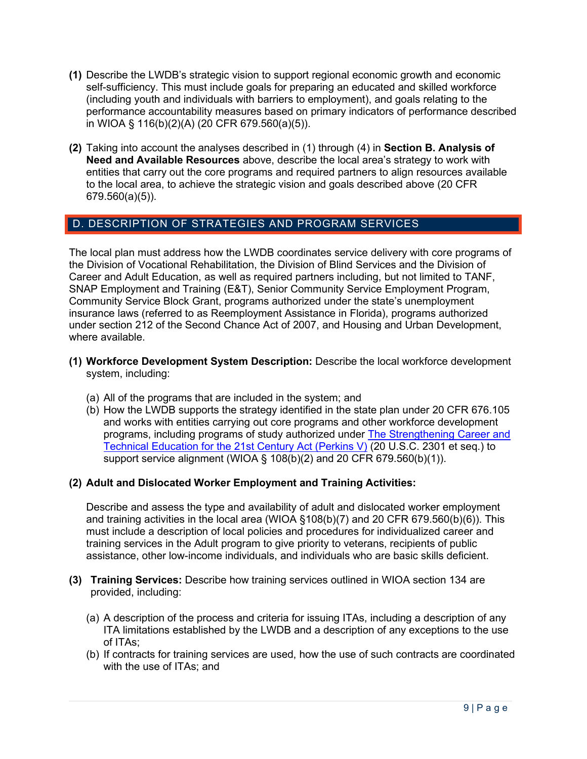**(1)** Describe the LWDB's strategic vision to support regional economic growth and economic self-sufficiency. This must include goals for preparing an educated and skilled workforce (including youth and individuals with barriers to employment), and goals relating to the performance accountability measures based on primary indicators of performance described in WIOA § 116(b)(2)(A) (20 CFR 679.560(a)(5)).

**(2)** Taking into account the analyses described in (1) through (4) in **Section B. Analysis of Need and Available Resources** above, describe the local area's strategy to work with entities that carry out the core programs and required partners to align resources available to the local area, to achieve the strategic vision and goals described above (20 CFR 679.560(a)(5)).

## D. DESCRIPTION OF STRATEGIES AND PROGRAM SERVICES

The local plan must address how the LWDB coordinates service delivery with core programs of the Division of Vocational Rehabilitation, the Division of Blind Services and the Division of Career and Adult Education, as well as required partners including, but not limited to TANF, SNAP Employment and Training (E&T), Senior Community Service Employment Program, Community Service Block Grant, programs authorized under the state's unemployment insurance laws (referred to as Reemployment Assistance in Florida), programs authorized under section 212 of the Second Chance Act of 2007, and Housing and Urban Development, where available.

**(1) Workforce Development System Description:** Describe the local workforce development system, including:

(a) All of the programs that are included in the system; and

(b) How the LWDB supports the strategy identified in the state plan under 20 CFR 676.105 and works with entities carrying out core programs and other workforce development programs, including programs of study authorized under The Strengthening Career and Technical Education for the 21st Century Act (Perkins V) (20 U.S.C. 2301 et seq.) to support service alignment (WIOA § 108(b)(2) and 20 CFR 679.560(b)(1)).

**(2) Adult and Dislocated Worker Employment and Training Activities:**

Describe and assess the type and availability of adult and dislocated worker employment and training activities in the local area (WIOA §108(b)(7) and 20 CFR 679.560(b)(6)). This must include a description of local policies and procedures for individualized career and training services in the Adult program to give priority to veterans, recipients of public assistance, other low-income individuals, and individuals who are basic skills deficient.

**(3) Training Services:** Describe how training services outlined in WIOA section 134 are provided, including:

(a) A description of the process and criteria for issuing ITAs, including a description of any ITA limitations established by the LWDB and a description of any exceptions to the use of ITAs;

(b) If contracts for training services are used, how the use of such contracts are coordinated with the use of ITAs; and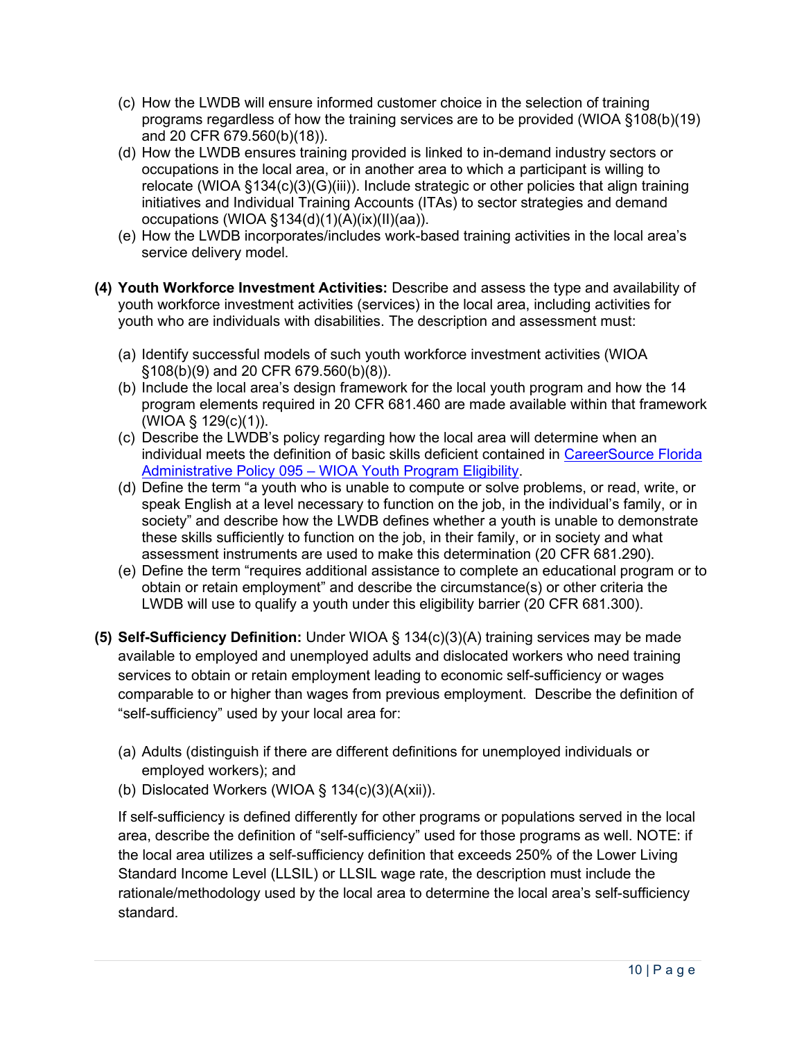(c) How the LWDB will ensure informed customer choice in the selection of training programs regardless of how the training services are to be provided (WIOA §108(b)(19) and 20 CFR 679.560(b)(18)).

(d) How the LWDB ensures training provided is linked to in-demand industry sectors or occupations in the local area, or in another area to which a participant is willing to relocate (WIOA §134(c)(3)(G)(iii)). Include strategic or other policies that align training initiatives and Individual Training Accounts (ITAs) to sector strategies and demand occupations (WIOA §134(d)(1)(A)(ix)(II)(aa)).

(e) How the LWDB incorporates/includes work-based training activities in the local area's service delivery model.

**(4) Youth Workforce Investment Activities:** Describe and assess the type and availability of youth workforce investment activities (services) in the local area, including activities for youth who are individuals with disabilities. The description and assessment must:

(a) Identify successful models of such youth workforce investment activities (WIOA §108(b)(9) and 20 CFR 679.560(b)(8)).

(b) Include the local area's design framework for the local youth program and how the 14 program elements required in 20 CFR 681.460 are made available within that framework (WIOA § 129(c)(1)).

(c) Describe the LWDB's policy regarding how the local area will determine when an individual meets the definition of basic skills deficient contained in [CareerSource Florida Administrative Policy 095 – WIOA Youth Program Eligibility](CareerSource Florida Administrative Policy 095 – WIOA Youth Program Eligibility).

(d) Define the term "a youth who is unable to compute or solve problems, or read, write, or speak English at a level necessary to function on the job, in the individual's family, or in society" and describe how the LWDB defines whether a youth is unable to demonstrate these skills sufficiently to function on the job, in their family, or in society and what assessment instruments are used to make this determination (20 CFR 681.290).

(e) Define the term "requires additional assistance to complete an educational program or to obtain or retain employment" and describe the circumstance(s) or other criteria the LWDB will use to qualify a youth under this eligibility barrier (20 CFR 681.300).

**(5) Self-Sufficiency Definition:** Under WIOA § 134(c)(3)(A) training services may be made available to employed and unemployed adults and dislocated workers who need training services to obtain or retain employment leading to economic self-sufficiency or wages comparable to or higher than wages from previous employment. Describe the definition of "self-sufficiency" used by your local area for:

(a) Adults (distinguish if there are different definitions for unemployed individuals or employed workers); and

(b) Dislocated Workers (WIOA § 134(c)(3)(A(xii)).

If self-sufficiency is defined differently for other programs or populations served in the local area, describe the definition of "self-sufficiency" used for those programs as well. NOTE: if the local area utilizes a self-sufficiency definition that exceeds 250% of the Lower Living Standard Income Level (LLSIL) or LLSIL wage rate, the description must include the rationale/methodology used by the local area to determine the local area's self-sufficiency standard.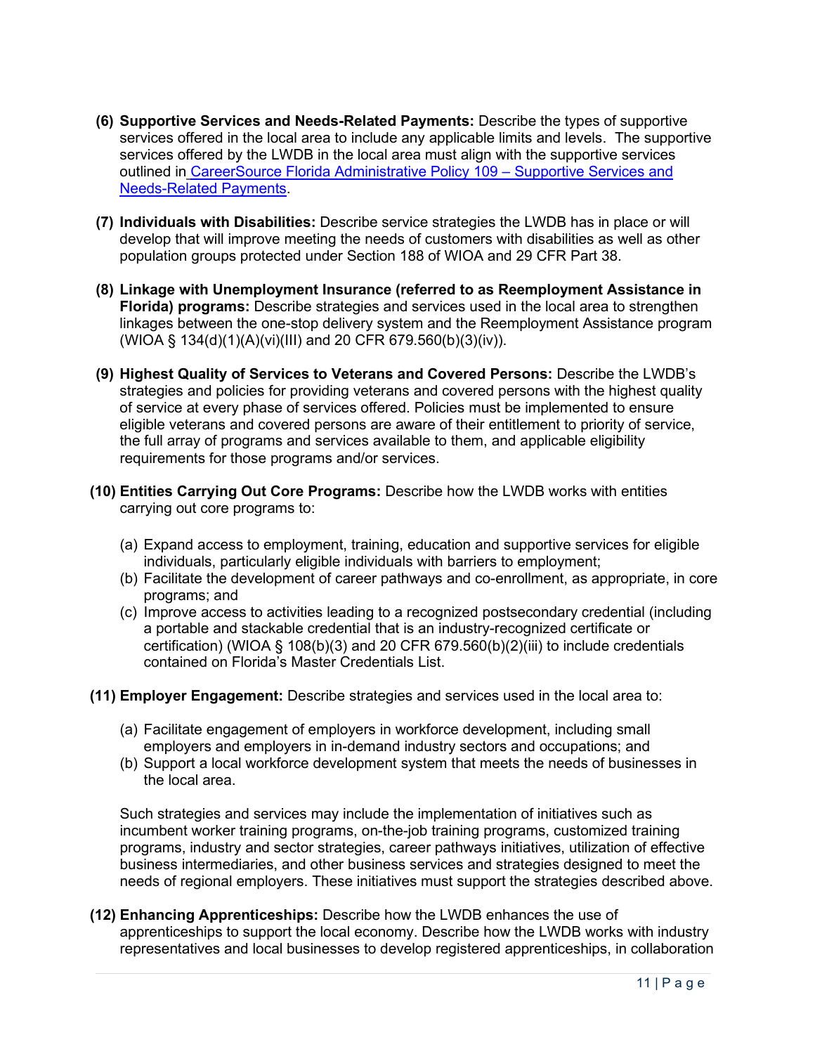**(6) Supportive Services and Needs-Related Payments:** Describe the types of supportive services offered in the local area to include any applicable limits and levels. The supportive services offered by the LWDB in the local area must align with the supportive services outlined in CareerSource Florida Administrative Policy 109 – Supportive Services and Needs-Related Payments.

**(7) Individuals with Disabilities:** Describe service strategies the LWDB has in place or will develop that will improve meeting the needs of customers with disabilities as well as other population groups protected under Section 188 of WIOA and 29 CFR Part 38.

**(8) Linkage with Unemployment Insurance (referred to as Reemployment Assistance in Florida) programs:** Describe strategies and services used in the local area to strengthen linkages between the one-stop delivery system and the Reemployment Assistance program (WIOA § 134(d)(1)(A)(vi)(III) and 20 CFR 679.560(b)(3)(iv)).

**(9) Highest Quality of Services to Veterans and Covered Persons:** Describe the LWDB's strategies and policies for providing veterans and covered persons with the highest quality of service at every phase of services offered. Policies must be implemented to ensure eligible veterans and covered persons are aware of their entitlement to priority of service, the full array of programs and services available to them, and applicable eligibility requirements for those programs and/or services.

**(10) Entities Carrying Out Core Programs:** Describe how the LWDB works with entities carrying out core programs to:

(a) Expand access to employment, training, education and supportive services for eligible individuals, particularly eligible individuals with barriers to employment;
(b) Facilitate the development of career pathways and co-enrollment, as appropriate, in core programs; and
(c) Improve access to activities leading to a recognized postsecondary credential (including a portable and stackable credential that is an industry-recognized certificate or certification) (WIOA § 108(b)(3) and 20 CFR 679.560(b)(2)(iii) to include credentials contained on Florida's Master Credentials List.

**(11) Employer Engagement:** Describe strategies and services used in the local area to:

(a) Facilitate engagement of employers in workforce development, including small employers and employers in in-demand industry sectors and occupations; and
(b) Support a local workforce development system that meets the needs of businesses in the local area.

Such strategies and services may include the implementation of initiatives such as incumbent worker training programs, on-the-job training programs, customized training programs, industry and sector strategies, career pathways initiatives, utilization of effective business intermediaries, and other business services and strategies designed to meet the needs of regional employers. These initiatives must support the strategies described above.

**(12) Enhancing Apprenticeships:** Describe how the LWDB enhances the use of apprenticeships to support the local economy. Describe how the LWDB works with industry representatives and local businesses to develop registered apprenticeships, in collaboration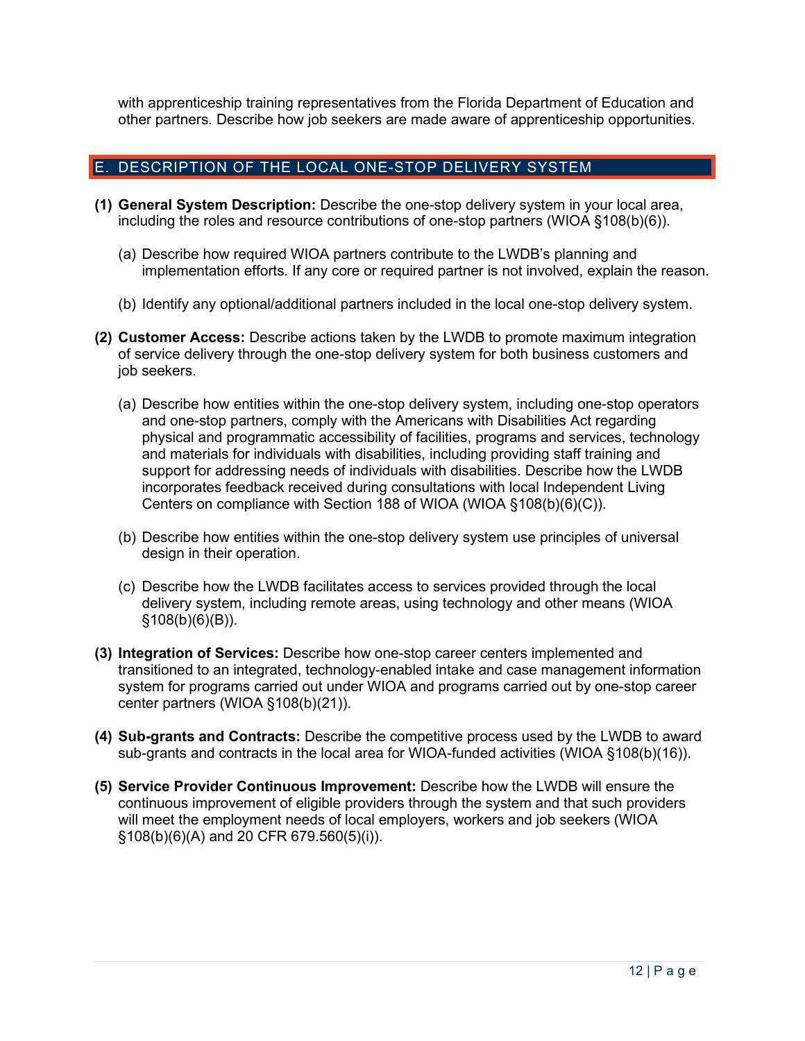with apprenticeship training representatives from the Florida Department of Education and other partners. Describe how job seekers are made aware of apprenticeship opportunities.

## E. DESCRIPTION OF THE LOCAL ONE-STOP DELIVERY SYSTEM

**(1) General System Description:** Describe the one-stop delivery system in your local area, including the roles and resource contributions of one-stop partners (WIOA §108(b)(6)).

(a) Describe how required WIOA partners contribute to the LWDB's planning and implementation efforts. If any core or required partner is not involved, explain the reason.

(b) Identify any optional/additional partners included in the local one-stop delivery system.

**(2) Customer Access:** Describe actions taken by the LWDB to promote maximum integration of service delivery through the one-stop delivery system for both business customers and job seekers.

(a) Describe how entities within the one-stop delivery system, including one-stop operators and one-stop partners, comply with the Americans with Disabilities Act regarding physical and programmatic accessibility of facilities, programs and services, technology and materials for individuals with disabilities, including providing staff training and support for addressing needs of individuals with disabilities. Describe how the LWDB incorporates feedback received during consultations with local Independent Living Centers on compliance with Section 188 of WIOA (WIOA §108(b)(6)(C)).

(b) Describe how entities within the one-stop delivery system use principles of universal design in their operation.

(c) Describe how the LWDB facilitates access to services provided through the local delivery system, including remote areas, using technology and other means (WIOA §108(b)(6)(B)).

**(3) Integration of Services:** Describe how one-stop career centers implemented and transitioned to an integrated, technology-enabled intake and case management information system for programs carried out under WIOA and programs carried out by one-stop career center partners (WIOA §108(b)(21)).

**(4) Sub-grants and Contracts:** Describe the competitive process used by the LWDB to award sub-grants and contracts in the local area for WIOA-funded activities (WIOA §108(b)(16)).

**(5) Service Provider Continuous Improvement:** Describe how the LWDB will ensure the continuous improvement of eligible providers through the system and that such providers will meet the employment needs of local employers, workers and job seekers (WIOA §108(b)(6)(A) and 20 CFR 679.560(5)(i)).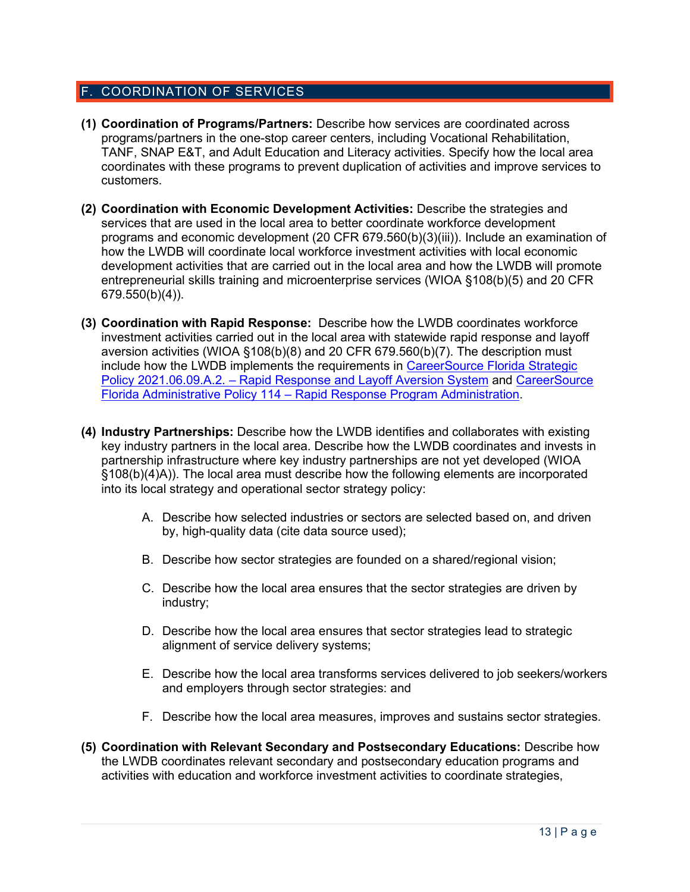## F. COORDINATION OF SERVICES

**(1) Coordination of Programs/Partners:** Describe how services are coordinated across programs/partners in the one-stop career centers, including Vocational Rehabilitation, TANF, SNAP E&T, and Adult Education and Literacy activities. Specify how the local area coordinates with these programs to prevent duplication of activities and improve services to customers.

**(2) Coordination with Economic Development Activities:** Describe the strategies and services that are used in the local area to better coordinate workforce development programs and economic development (20 CFR 679.560(b)(3)(iii)). Include an examination of how the LWDB will coordinate local workforce investment activities with local economic development activities that are carried out in the local area and how the LWDB will promote entrepreneurial skills training and microenterprise services (WIOA §108(b)(5) and 20 CFR 679.550(b)(4)).

**(3) Coordination with Rapid Response:** Describe how the LWDB coordinates workforce investment activities carried out in the local area with statewide rapid response and layoff aversion activities (WIOA §108(b)(8) and 20 CFR 679.560(b)(7). The description must include how the LWDB implements the requirements in CareerSource Florida Strategic Policy 2021.06.09.A.2. – Rapid Response and Layoff Aversion System and CareerSource Florida Administrative Policy 114 – Rapid Response Program Administration.

**(4) Industry Partnerships:** Describe how the LWDB identifies and collaborates with existing key industry partners in the local area. Describe how the LWDB coordinates and invests in partnership infrastructure where key industry partnerships are not yet developed (WIOA §108(b)(4)A)). The local area must describe how the following elements are incorporated into its local strategy and operational sector strategy policy:

A. Describe how selected industries or sectors are selected based on, and driven by, high-quality data (cite data source used);

B. Describe how sector strategies are founded on a shared/regional vision;

C. Describe how the local area ensures that the sector strategies are driven by industry;

D. Describe how the local area ensures that sector strategies lead to strategic alignment of service delivery systems;

E. Describe how the local area transforms services delivered to job seekers/workers and employers through sector strategies: and

F. Describe how the local area measures, improves and sustains sector strategies.

**(5) Coordination with Relevant Secondary and Postsecondary Educations:** Describe how the LWDB coordinates relevant secondary and postsecondary education programs and activities with education and workforce investment activities to coordinate strategies,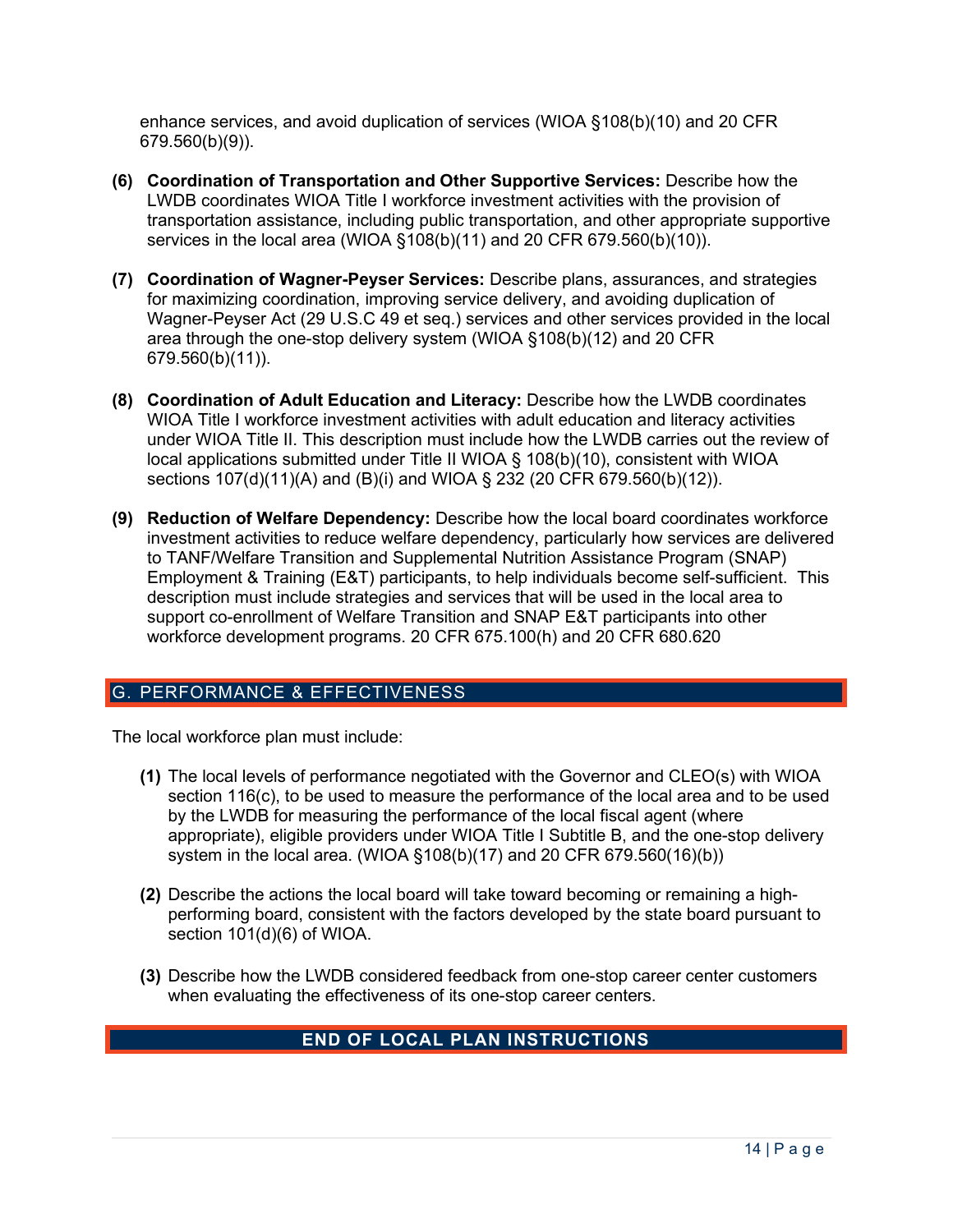enhance services, and avoid duplication of services (WIOA §108(b)(10) and 20 CFR 679.560(b)(9)).

**(6) Coordination of Transportation and Other Supportive Services:** Describe how the LWDB coordinates WIOA Title I workforce investment activities with the provision of transportation assistance, including public transportation, and other appropriate supportive services in the local area (WIOA §108(b)(11) and 20 CFR 679.560(b)(10)).

**(7) Coordination of Wagner-Peyser Services:** Describe plans, assurances, and strategies for maximizing coordination, improving service delivery, and avoiding duplication of Wagner-Peyser Act (29 U.S.C 49 et seq.) services and other services provided in the local area through the one-stop delivery system (WIOA §108(b)(12) and 20 CFR 679.560(b)(11)).

**(8) Coordination of Adult Education and Literacy:** Describe how the LWDB coordinates WIOA Title I workforce investment activities with adult education and literacy activities under WIOA Title II. This description must include how the LWDB carries out the review of local applications submitted under Title II WIOA § 108(b)(10), consistent with WIOA sections 107(d)(11)(A) and (B)(i) and WIOA § 232 (20 CFR 679.560(b)(12)).

**(9) Reduction of Welfare Dependency:** Describe how the local board coordinates workforce investment activities to reduce welfare dependency, particularly how services are delivered to TANF/Welfare Transition and Supplemental Nutrition Assistance Program (SNAP) Employment & Training (E&T) participants, to help individuals become self-sufficient. This description must include strategies and services that will be used in the local area to support co-enrollment of Welfare Transition and SNAP E&T participants into other workforce development programs. 20 CFR 675.100(h) and 20 CFR 680.620

## G. PERFORMANCE & EFFECTIVENESS

The local workforce plan must include:

**(1)** The local levels of performance negotiated with the Governor and CLEO(s) with WIOA section 116(c), to be used to measure the performance of the local area and to be used by the LWDB for measuring the performance of the local fiscal agent (where appropriate), eligible providers under WIOA Title I Subtitle B, and the one-stop delivery system in the local area. (WIOA §108(b)(17) and 20 CFR 679.560(16)(b))

**(2)** Describe the actions the local board will take toward becoming or remaining a high-performing board, consistent with the factors developed by the state board pursuant to section 101(d)(6) of WIOA.

**(3)** Describe how the LWDB considered feedback from one-stop career center customers when evaluating the effectiveness of its one-stop career centers.

## END OF LOCAL PLAN INSTRUCTIONS